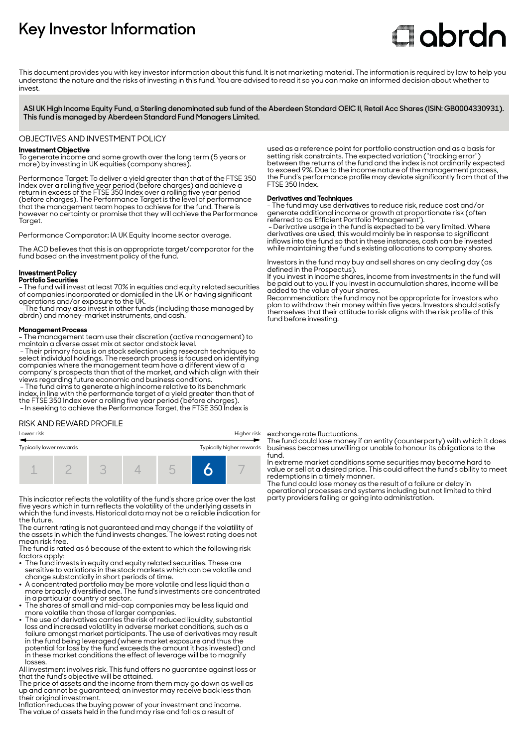# Key Investor Information

abrdn

This document provides you with key investor information about this fund. It is not marketing material. The information is required by law to help you understand the nature and the risks of investing in this fund. You are advised to read it so you can make an informed decision about whether to invest.

**ASI UK High Income Equity Fund, a Sterling denominated sub fund of the Aberdeen Standard OEIC II, Retail Acc Shares (ISIN: GB0004330931). This fund is managed by Aberdeen Standard Fund Managers Limited.**

## OBJECTIVES AND INVESTMENT POLICY

**Investment Objective**

To generate income and some growth over the long term (5 years or more) by investing in UK equities (company shares).

Performance Target: To deliver a yield greater than that of the FTSE 350 Index over a rolling five year period (before charges) and achieve a return in excess of the FTSE 350 Index over a rolling five year period (before charges). The Performance Target is the level of performance that the management team hopes to achieve for the fund. There is however no certainty or promise that they will achieve the Performance Target.

Performance Comparator: IA UK Equity Income sector average.

The ACD believes that this is an appropriate target/comparator for the fund based on the investment policy of the fund.

**Investment Policy**

**Portfolio Securities**

- The fund will invest at least 70% in equities and equity related securities of companies incorporated or domiciled in the UK or having significant operations and/or exposure to the UK.
- The fund may also invest in other funds (including those managed by abrdn) and money-market instruments, and cash.

**Management Process**

- The management team use their discretion (active management) to maintain a diverse asset mix at sector and stock level.
- Their primary focus is on stock selection using research techniques to select individual holdings. The research process is focused on identifying companies where the management team have a different view of a company''s prospects than that of the market, and which align with their views regarding future economic and business conditions.
- The fund aims to generate a high income relative to its benchmark index, in line with the performance target of a yield greater than that of the FTSE 350 Index over a rolling five year period (before charges).
- In seeking to achieve the Performance Target, the FTSE 350 Index is used as a reference point for portfolio construction and as a basis for setting risk constraints. The expected variation ("tracking error") between the returns of the fund and the index is not ordinarily expected to exceed 9%. Due to the income nature of the management process, the Fund's performance profile may deviate significantly from that of the FTSE 350 Index.

**Derivatives and Techniques**

- The fund may use derivatives to reduce risk, reduce cost and/or generate additional income or growth at proportionate risk (often referred to as 'Efficient Portfolio Management').
- Derivative usage in the fund is expected to be very limited. Where derivatives are used, this would mainly be in response to significant inflows into the fund so that in these instances, cash can be invested while maintaining the fund's existing allocations to company shares.

Investors in the fund may buy and sell shares on any dealing day (as defined in the Prospectus).

If you invest in income shares, income from investments in the fund will be paid out to you. If you invest in accumulation shares, income will be added to the value of your shares.

Recommendation: the fund may not be appropriate for investors who plan to withdraw their money within five years. Investors should satisfy themselves that their attitude to risk aligns with the risk profile of this fund before investing.

## RISK AND REWARD PROFILE

| Lower risk | | | | | | Higher risk |
|---|---|---|---|---|---|---|
| Typically lower rewards | | | | | | Typically higher rewards |
| 1 | 2 | 3 | 4 | 5 | **6** | 7 |

This indicator reflects the volatility of the fund's share price over the last five years which in turn reflects the volatility of the underlying assets in which the fund invests. Historical data may not be a reliable indication for the future.

The current rating is not guaranteed and may change if the volatility of the assets in which the fund invests changes. The lowest rating does not mean risk free.

The fund is rated as 6 because of the extent to which the following risk factors apply:

- The fund invests in equity and equity related securities. These are sensitive to variations in the stock markets which can be volatile and change substantially in short periods of time.
- A concentrated portfolio may be more volatile and less liquid than a more broadly diversified one. The fund's investments are concentrated in a particular country or sector.
- The shares of small and mid-cap companies may be less liquid and more volatile than those of larger companies.
- The use of derivatives carries the risk of reduced liquidity, substantial loss and increased volatility in adverse market conditions, such as a failure amongst market participants. The use of derivatives may result in the fund being leveraged (where market exposure and thus the potential for loss by the fund exceeds the amount it has invested) and in these market conditions the effect of leverage will be to magnify losses.

All investment involves risk. This fund offers no guarantee against loss or that the fund's objective will be attained.

The price of assets and the income from them may go down as well as up and cannot be guaranteed; an investor may receive back less than their original investment.

Inflation reduces the buying power of your investment and income.

The value of assets held in the fund may rise and fall as a result of exchange rate fluctuations.

The fund could lose money if an entity (counterparty) with which it does business becomes unwilling or unable to honour its obligations to the fund.

In extreme market conditions some securities may become hard to value or sell at a desired price. This could affect the fund's ability to meet redemptions in a timely manner.

The fund could lose money as the result of a failure or delay in operational processes and systems including but not limited to third party providers failing or going into administration.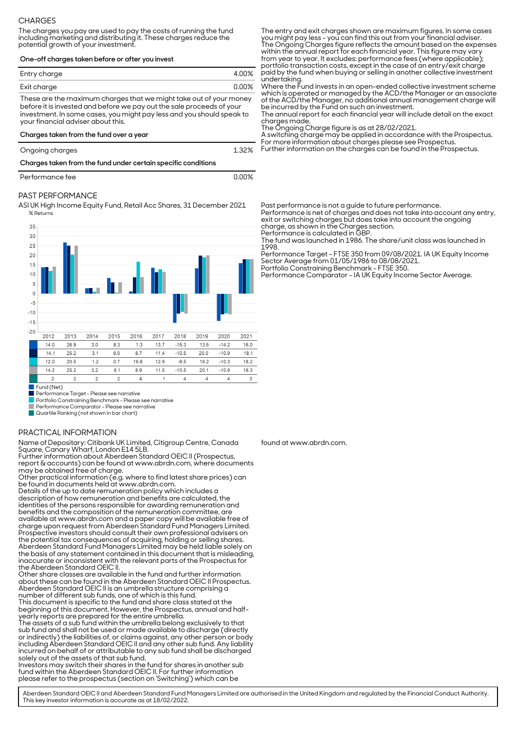## CHARGES

The charges you pay are used to pay the costs of running the fund including marketing and distributing it. These charges reduce the potential growth of your investment.

| One-off charges taken before or after you invest | |
|---|---|
| Entry charge | 4.00% |
| Exit charge | 0.00% |

These are the maximum charges that we might take out of your money before it is invested and before we pay out the sale proceeds of your investment. In some cases, you might pay less and you should speak to your financial adviser about this.

| Charges taken from the fund over a year | |
|---|---|
| Ongoing charges | 1.32% |

| Charges taken from the fund under certain specific conditions | |
|---|---|
| Performance fee | 0.00% |

The entry and exit charges shown are maximum figures. In some cases you might pay less - you can find this out from your financial adviser. The Ongoing Charges figure reflects the amount based on the expenses within the annual report for each financial year. This figure may vary from year to year. It excludes: performance fees (where applicable); portfolio transaction costs, except in the case of an entry/exit charge paid by the fund when buying or selling in another collective investment undertaking.

Where the Fund invests in an open-ended collective investment scheme which is operated or managed by the ACD/the Manager or an associate of the ACD/the Manager, no additional annual management charge will be incurred by the Fund on such an investment.

The annual report for each financial year will include detail on the exact charges made.

The Ongoing Charge figure is as at 28/02/2021.

A switching charge may be applied in accordance with the Prospectus. For more information about charges please see Prospectus.

Further information on the charges can be found in the Prospectus.

## PAST PERFORMANCE

ASI UK High Income Equity Fund, Retail Acc Shares, 31 December 2021

% Returns

35
30
25
20
15
10
5
0
-5
-10
-15
-20

| | 2012 | 2013 | 2014 | 2015 | 2016 | 2017 | 2018 | 2019 | 2020 | 2021 |
|---|---|---|---|---|---|---|---|---|---|---|
| Fund (Net) | 14.0 | 26.9 | 3.0 | 8.3 | 1.3 | 13.7 | -15.3 | 13.5 | -14.2 | 16.0 |
| Performance Target - Please see narrative | 14.1 | 25.2 | 3.1 | 6.0 | 8.7 | 11.4 | -10.5 | 20.0 | -10.9 | 18.1 |
| Portfolio Constraining Benchmark - Please see narrative | 12.0 | 20.5 | 1.2 | 0.7 | 16.8 | 12.9 | -9.5 | 19.2 | -10.3 | 18.2 |
| Performance Comparator - Please see narrative | 14.2 | 25.2 | 3.2 | 6.1 | 8.9 | 11.5 | -10.5 | 20.1 | -10.9 | 18.3 |
| Quartile Ranking (not shown in bar chart) | 2 | 2 | 2 | 2 | 4 | 1 | 4 | 4 | 4 | 3 |

Past performance is not a guide to future performance.

Performance is net of charges and does not take into account any entry, exit or switching charges but does take into account the ongoing charge, as shown in the Charges section.

Performance is calculated in GBP.

The fund was launched in 1986. The share/unit class was launched in 1998.

Performance Target - FTSE 350 from 09/08/2021. IA UK Equity Income Sector Average from 01/05/1986 to 08/08/2021.

Portfolio Constraining Benchmark - FTSE 350.

Performance Comparator - IA UK Equity Income Sector Average.

## PRACTICAL INFORMATION

Name of Depositary: Citibank UK Limited, Citigroup Centre, Canada Square, Canary Wharf, London E14 5LB.

Further information about Aberdeen Standard OEIC II (Prospectus, report & accounts) can be found at www.abrdn.com, where documents may be obtained free of charge.

Other practical information (e.g. where to find latest share prices) can be found in documents held at www.abrdn.com.

Details of the up to date remuneration policy which includes a description of how remuneration and benefits are calculated, the identities of the persons responsible for awarding remuneration and benefits and the composition of the remuneration committee, are available at www.abrdn.com and a paper copy will be available free of charge upon request from Aberdeen Standard Fund Managers Limited.

Prospective investors should consult their own professional advisers on the potential tax consequences of acquiring, holding or selling shares.

Aberdeen Standard Fund Managers Limited may be held liable solely on the basis of any statement contained in this document that is misleading, inaccurate or inconsistent with the relevant parts of the Prospectus for the Aberdeen Standard OEIC II.

Other share classes are available in the fund and further information about these can be found in the Aberdeen Standard OEIC II Prospectus.

Aberdeen Standard OEIC II is an umbrella structure comprising a number of different sub funds, one of which is this fund.

This document is specific to the fund and share class stated at the beginning of this document. However, the Prospectus, annual and half-yearly reports are prepared for the entire umbrella.

The assets of a sub fund within the umbrella belong exclusively to that sub fund and shall not be used or made available to discharge (directly or indirectly) the liabilities of, or claims against, any other person or body including Aberdeen Standard OEIC II and any other sub fund. Any liability incurred on behalf of or attributable to any sub fund shall be discharged solely out of the assets of that sub fund.

Investors may switch their shares in the fund for shares in another sub fund within the Aberdeen Standard OEIC II. For further information please refer to the prospectus (section on 'Switching') which can be found at www.abrdn.com.

Aberdeen Standard OEIC II and Aberdeen Standard Fund Managers Limited are authorised in the United Kingdom and regulated by the Financial Conduct Authority. This key investor information is accurate as at 18/02/2022.